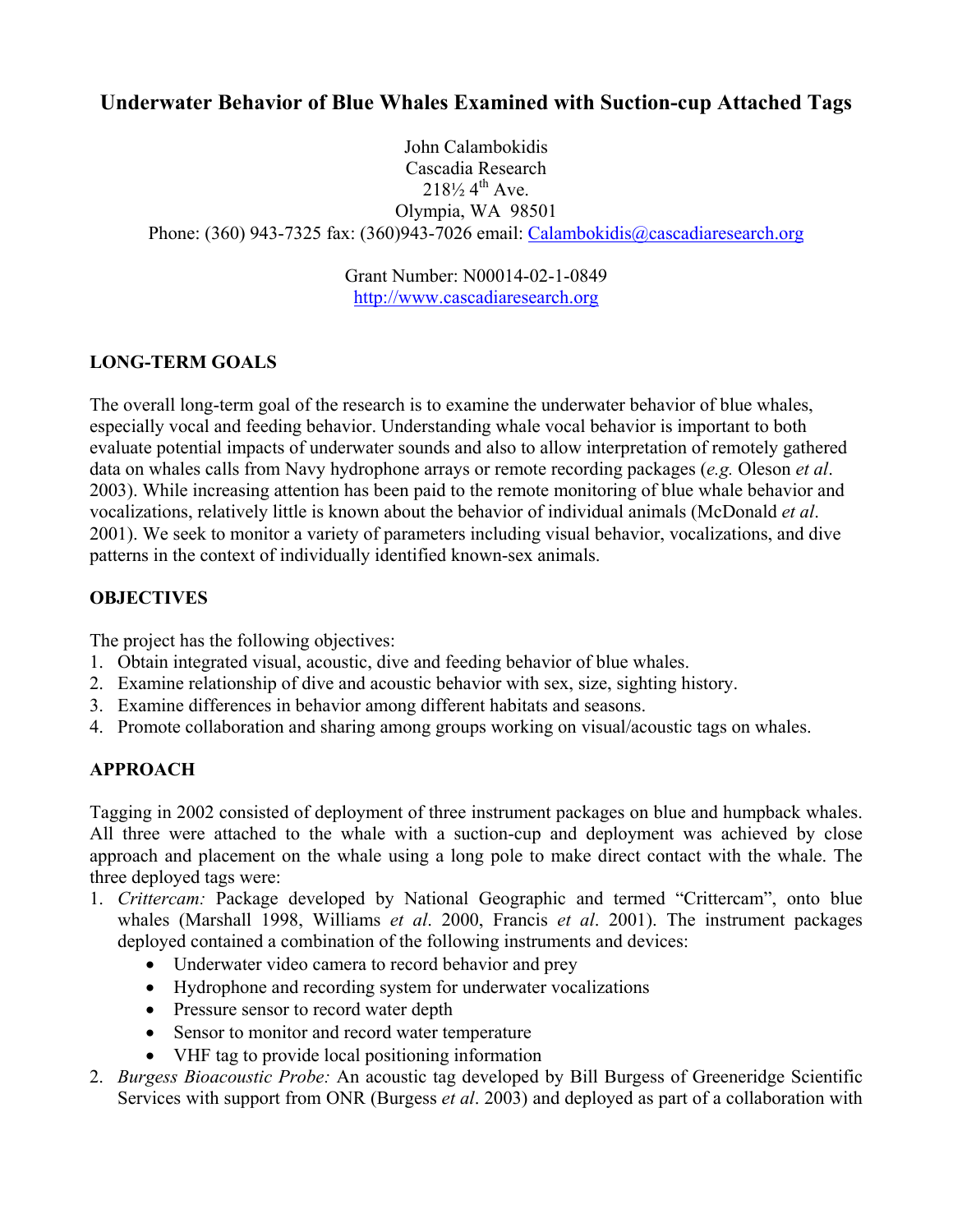# Underwater Behavior of Blue Whales Examined with Suction-cup Attached Tags

John Calambokidis
Cascadia Research
218½ 4th Ave.
Olympia, WA 98501
Phone: (360) 943-7325 fax: (360)943-7026 email: Calambokidis@cascadiaresearch.org

Grant Number: N00014-02-1-0849
http://www.cascadiaresearch.org

## LONG-TERM GOALS

The overall long-term goal of the research is to examine the underwater behavior of blue whales, especially vocal and feeding behavior. Understanding whale vocal behavior is important to both evaluate potential impacts of underwater sounds and also to allow interpretation of remotely gathered data on whales calls from Navy hydrophone arrays or remote recording packages (*e.g.* Oleson *et al*. 2003). While increasing attention has been paid to the remote monitoring of blue whale behavior and vocalizations, relatively little is known about the behavior of individual animals (McDonald *et al*. 2001). We seek to monitor a variety of parameters including visual behavior, vocalizations, and dive patterns in the context of individually identified known-sex animals.

## OBJECTIVES

The project has the following objectives:

1. Obtain integrated visual, acoustic, dive and feeding behavior of blue whales.
2. Examine relationship of dive and acoustic behavior with sex, size, sighting history.
3. Examine differences in behavior among different habitats and seasons.
4. Promote collaboration and sharing among groups working on visual/acoustic tags on whales.

## APPROACH

Tagging in 2002 consisted of deployment of three instrument packages on blue and humpback whales. All three were attached to the whale with a suction-cup and deployment was achieved by close approach and placement on the whale using a long pole to make direct contact with the whale. The three deployed tags were:

1. *Crittercam:* Package developed by National Geographic and termed "Crittercam", onto blue whales (Marshall 1998, Williams *et al*. 2000, Francis *et al*. 2001). The instrument packages deployed contained a combination of the following instruments and devices:
   - Underwater video camera to record behavior and prey
   - Hydrophone and recording system for underwater vocalizations
   - Pressure sensor to record water depth
   - Sensor to monitor and record water temperature
   - VHF tag to provide local positioning information
2. *Burgess Bioacoustic Probe:* An acoustic tag developed by Bill Burgess of Greeneridge Scientific Services with support from ONR (Burgess *et al*. 2003) and deployed as part of a collaboration with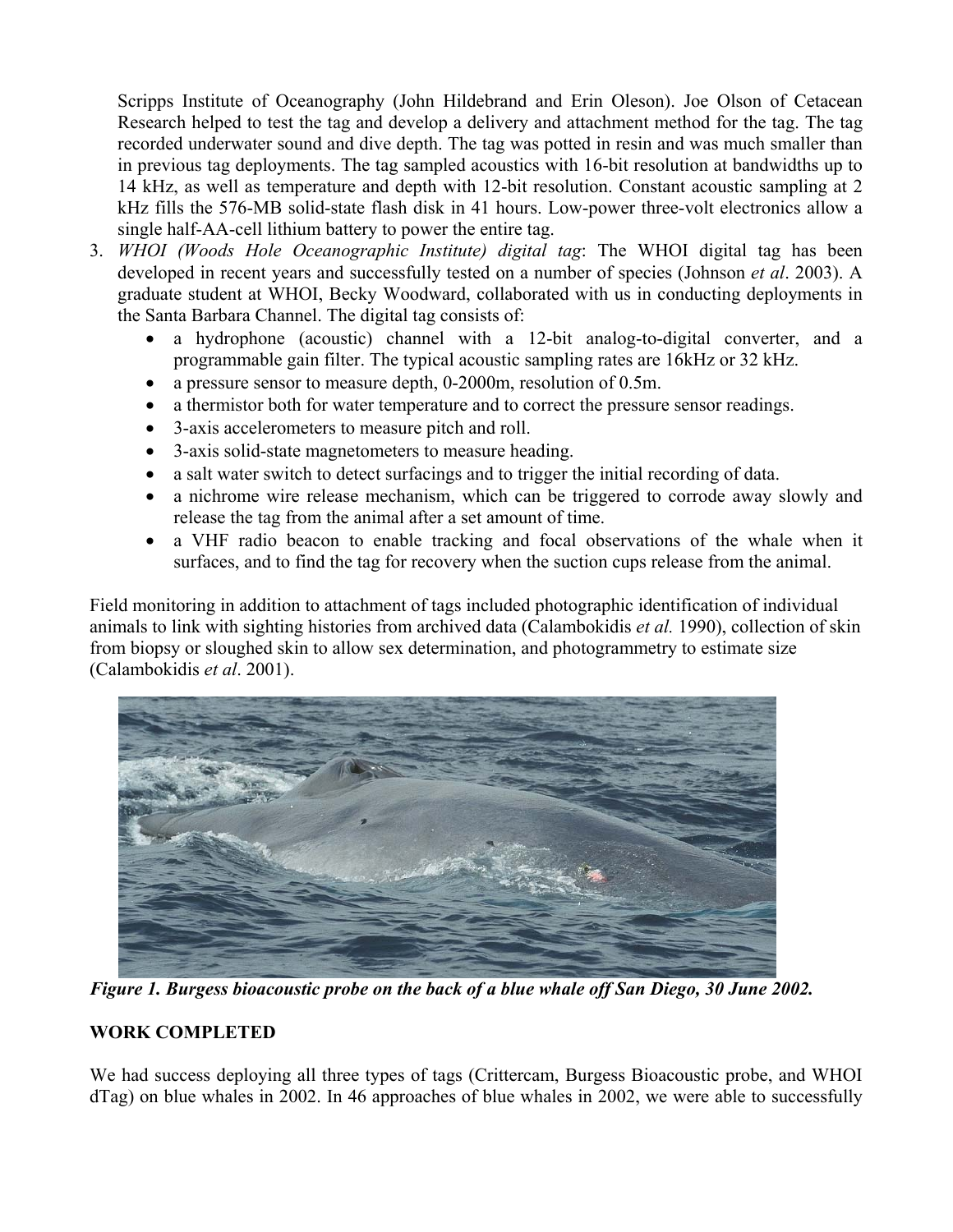Scripps Institute of Oceanography (John Hildebrand and Erin Oleson). Joe Olson of Cetacean Research helped to test the tag and develop a delivery and attachment method for the tag. The tag recorded underwater sound and dive depth. The tag was potted in resin and was much smaller than in previous tag deployments. The tag sampled acoustics with 16-bit resolution at bandwidths up to 14 kHz, as well as temperature and depth with 12-bit resolution. Constant acoustic sampling at 2 kHz fills the 576-MB solid-state flash disk in 41 hours. Low-power three-volt electronics allow a single half-AA-cell lithium battery to power the entire tag.

3. *WHOI (Woods Hole Oceanographic Institute) digital tag*: The WHOI digital tag has been developed in recent years and successfully tested on a number of species (Johnson *et al*. 2003). A graduate student at WHOI, Becky Woodward, collaborated with us in conducting deployments in the Santa Barbara Channel. The digital tag consists of:
   - a hydrophone (acoustic) channel with a 12-bit analog-to-digital converter, and a programmable gain filter. The typical acoustic sampling rates are 16kHz or 32 kHz.
   - a pressure sensor to measure depth, 0-2000m, resolution of 0.5m.
   - a thermistor both for water temperature and to correct the pressure sensor readings.
   - 3-axis accelerometers to measure pitch and roll.
   - 3-axis solid-state magnetometers to measure heading.
   - a salt water switch to detect surfacings and to trigger the initial recording of data.
   - a nichrome wire release mechanism, which can be triggered to corrode away slowly and release the tag from the animal after a set amount of time.
   - a VHF radio beacon to enable tracking and focal observations of the whale when it surfaces, and to find the tag for recovery when the suction cups release from the animal.

Field monitoring in addition to attachment of tags included photographic identification of individual animals to link with sighting histories from archived data (Calambokidis *et al.* 1990), collection of skin from biopsy or sloughed skin to allow sex determination, and photogrammetry to estimate size (Calambokidis *et al*. 2001).

***Figure 1. Burgess bioacoustic probe on the back of a blue whale off San Diego, 30 June 2002.***

**WORK COMPLETED**

We had success deploying all three types of tags (Crittercam, Burgess Bioacoustic probe, and WHOI dTag) on blue whales in 2002. In 46 approaches of blue whales in 2002, we were able to successfully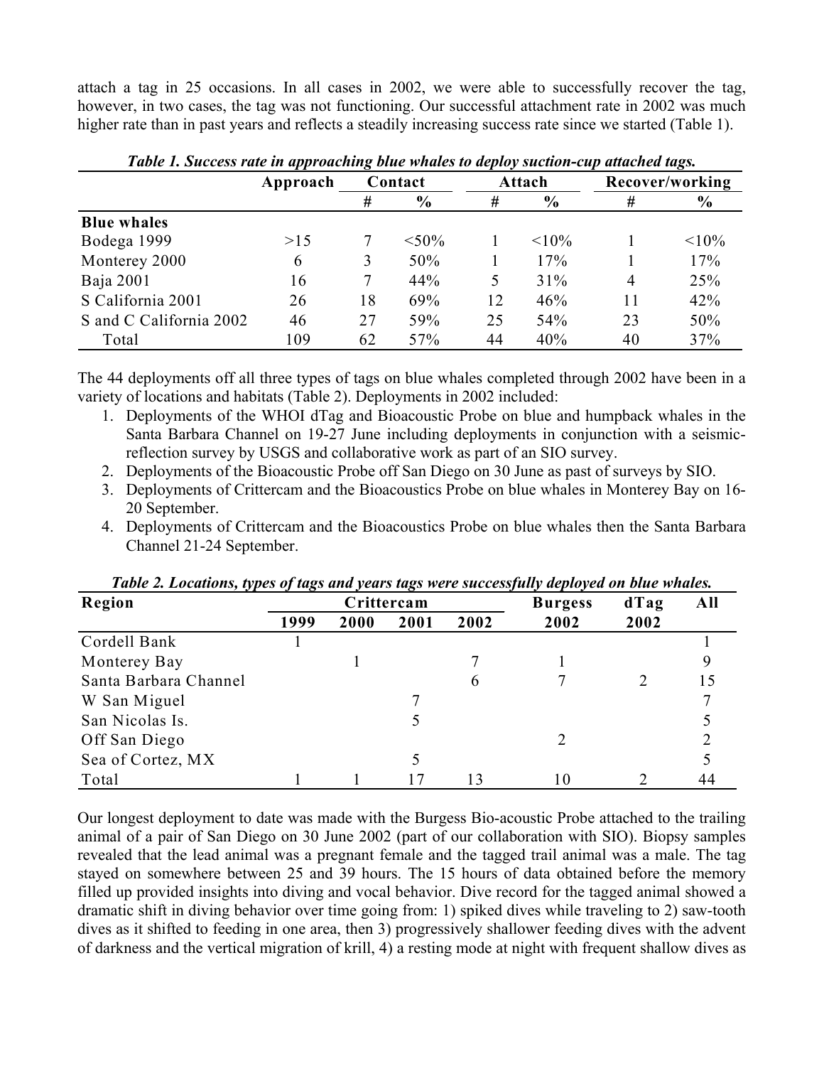attach a tag in 25 occasions. In all cases in 2002, we were able to successfully recover the tag, however, in two cases, the tag was not functioning. Our successful attachment rate in 2002 was much higher rate than in past years and reflects a steadily increasing success rate since we started (Table 1).

*Table 1. Success rate in approaching blue whales to deploy suction-cup attached tags.*

| | Approach | Contact | | Attach | | Recover/working | |
|---|---|---|---|---|---|---|---|
| | | # | % | # | % | # | % |
| **Blue whales** | | | | | | | |
| Bodega 1999 | >15 | 7 | <50% | 1 | <10% | 1 | <10% |
| Monterey 2000 | 6 | 3 | 50% | 1 | 17% | 1 | 17% |
| Baja 2001 | 16 | 7 | 44% | 5 | 31% | 4 | 25% |
| S California 2001 | 26 | 18 | 69% | 12 | 46% | 11 | 42% |
| S and C California 2002 | 46 | 27 | 59% | 25 | 54% | 23 | 50% |
| Total | 109 | 62 | 57% | 44 | 40% | 40 | 37% |

The 44 deployments off all three types of tags on blue whales completed through 2002 have been in a variety of locations and habitats (Table 2). Deployments in 2002 included:

1. Deployments of the WHOI dTag and Bioacoustic Probe on blue and humpback whales in the Santa Barbara Channel on 19-27 June including deployments in conjunction with a seismic-reflection survey by USGS and collaborative work as part of an SIO survey.
2. Deployments of the Bioacoustic Probe off San Diego on 30 June as past of surveys by SIO.
3. Deployments of Crittercam and the Bioacoustics Probe on blue whales in Monterey Bay on 16-20 September.
4. Deployments of Crittercam and the Bioacoustics Probe on blue whales then the Santa Barbara Channel 21-24 September.

*Table 2. Locations, types of tags and years tags were successfully deployed on blue whales.*

| Region | Crittercam | | | | Burgess | dTag | All |
|---|---|---|---|---|---|---|---|
| | 1999 | 2000 | 2001 | 2002 | 2002 | 2002 | |
| Cordell Bank | 1 | | | | | | 1 |
| Monterey Bay | | 1 | | 7 | 1 | | 9 |
| Santa Barbara Channel | | | | 6 | 7 | 2 | 15 |
| W San Miguel | | | 7 | | | | 7 |
| San Nicolas Is. | | | 5 | | | | 5 |
| Off San Diego | | | | | 2 | | 2 |
| Sea of Cortez, MX | | | 5 | | | | 5 |
| Total | 1 | 1 | 17 | 13 | 10 | 2 | 44 |

Our longest deployment to date was made with the Burgess Bio-acoustic Probe attached to the trailing animal of a pair of San Diego on 30 June 2002 (part of our collaboration with SIO). Biopsy samples revealed that the lead animal was a pregnant female and the tagged trail animal was a male. The tag stayed on somewhere between 25 and 39 hours. The 15 hours of data obtained before the memory filled up provided insights into diving and vocal behavior. Dive record for the tagged animal showed a dramatic shift in diving behavior over time going from: 1) spiked dives while traveling to 2) saw-tooth dives as it shifted to feeding in one area, then 3) progressively shallower feeding dives with the advent of darkness and the vertical migration of krill, 4) a resting mode at night with frequent shallow dives as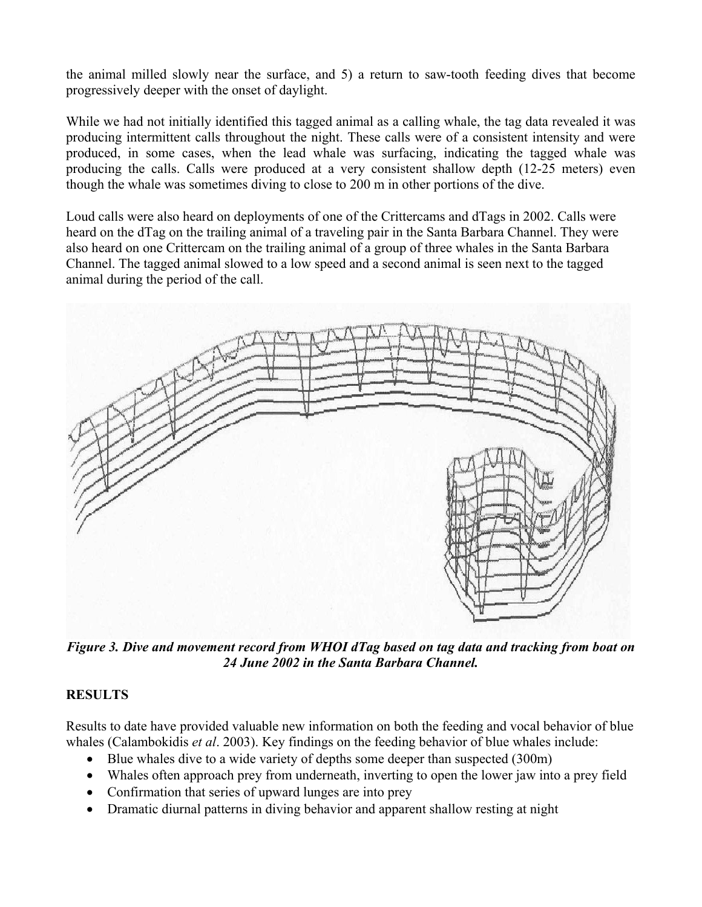the animal milled slowly near the surface, and 5) a return to saw-tooth feeding dives that become progressively deeper with the onset of daylight.

While we had not initially identified this tagged animal as a calling whale, the tag data revealed it was producing intermittent calls throughout the night. These calls were of a consistent intensity and were produced, in some cases, when the lead whale was surfacing, indicating the tagged whale was producing the calls. Calls were produced at a very consistent shallow depth (12-25 meters) even though the whale was sometimes diving to close to 200 m in other portions of the dive.

Loud calls were also heard on deployments of one of the Crittercams and dTags in 2002. Calls were heard on the dTag on the trailing animal of a traveling pair in the Santa Barbara Channel. They were also heard on one Crittercam on the trailing animal of a group of three whales in the Santa Barbara Channel. The tagged animal slowed to a low speed and a second animal is seen next to the tagged animal during the period of the call.

***Figure 3. Dive and movement record from WHOI dTag based on tag data and tracking from boat on 24 June 2002 in the Santa Barbara Channel.***

## RESULTS

Results to date have provided valuable new information on both the feeding and vocal behavior of blue whales (Calambokidis *et al*. 2003). Key findings on the feeding behavior of blue whales include:

- Blue whales dive to a wide variety of depths some deeper than suspected (300m)
- Whales often approach prey from underneath, inverting to open the lower jaw into a prey field
- Confirmation that series of upward lunges are into prey
- Dramatic diurnal patterns in diving behavior and apparent shallow resting at night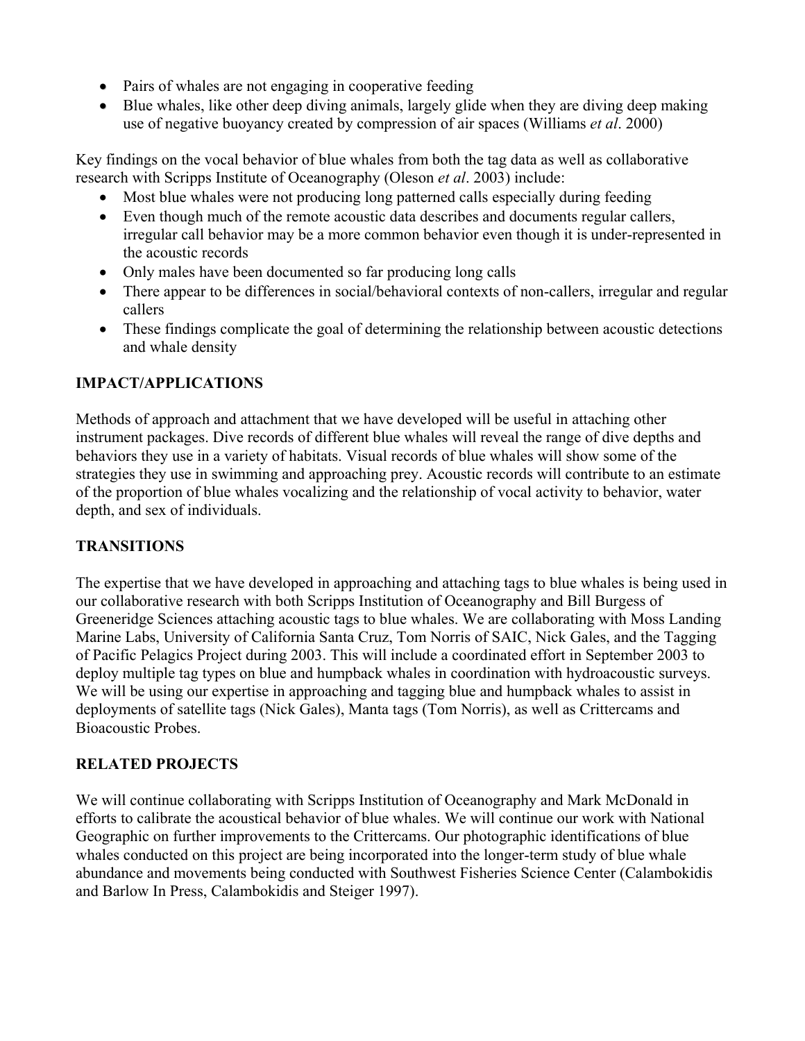- Pairs of whales are not engaging in cooperative feeding
- Blue whales, like other deep diving animals, largely glide when they are diving deep making use of negative buoyancy created by compression of air spaces (Williams *et al*. 2000)

Key findings on the vocal behavior of blue whales from both the tag data as well as collaborative research with Scripps Institute of Oceanography (Oleson *et al*. 2003) include:

- Most blue whales were not producing long patterned calls especially during feeding
- Even though much of the remote acoustic data describes and documents regular callers, irregular call behavior may be a more common behavior even though it is under-represented in the acoustic records
- Only males have been documented so far producing long calls
- There appear to be differences in social/behavioral contexts of non-callers, irregular and regular callers
- These findings complicate the goal of determining the relationship between acoustic detections and whale density

## IMPACT/APPLICATIONS

Methods of approach and attachment that we have developed will be useful in attaching other instrument packages. Dive records of different blue whales will reveal the range of dive depths and behaviors they use in a variety of habitats. Visual records of blue whales will show some of the strategies they use in swimming and approaching prey. Acoustic records will contribute to an estimate of the proportion of blue whales vocalizing and the relationship of vocal activity to behavior, water depth, and sex of individuals.

## TRANSITIONS

The expertise that we have developed in approaching and attaching tags to blue whales is being used in our collaborative research with both Scripps Institution of Oceanography and Bill Burgess of Greeneridge Sciences attaching acoustic tags to blue whales. We are collaborating with Moss Landing Marine Labs, University of California Santa Cruz, Tom Norris of SAIC, Nick Gales, and the Tagging of Pacific Pelagics Project during 2003. This will include a coordinated effort in September 2003 to deploy multiple tag types on blue and humpback whales in coordination with hydroacoustic surveys. We will be using our expertise in approaching and tagging blue and humpback whales to assist in deployments of satellite tags (Nick Gales), Manta tags (Tom Norris), as well as Crittercams and Bioacoustic Probes.

## RELATED PROJECTS

We will continue collaborating with Scripps Institution of Oceanography and Mark McDonald in efforts to calibrate the acoustical behavior of blue whales. We will continue our work with National Geographic on further improvements to the Crittercams. Our photographic identifications of blue whales conducted on this project are being incorporated into the longer-term study of blue whale abundance and movements being conducted with Southwest Fisheries Science Center (Calambokidis and Barlow In Press, Calambokidis and Steiger 1997).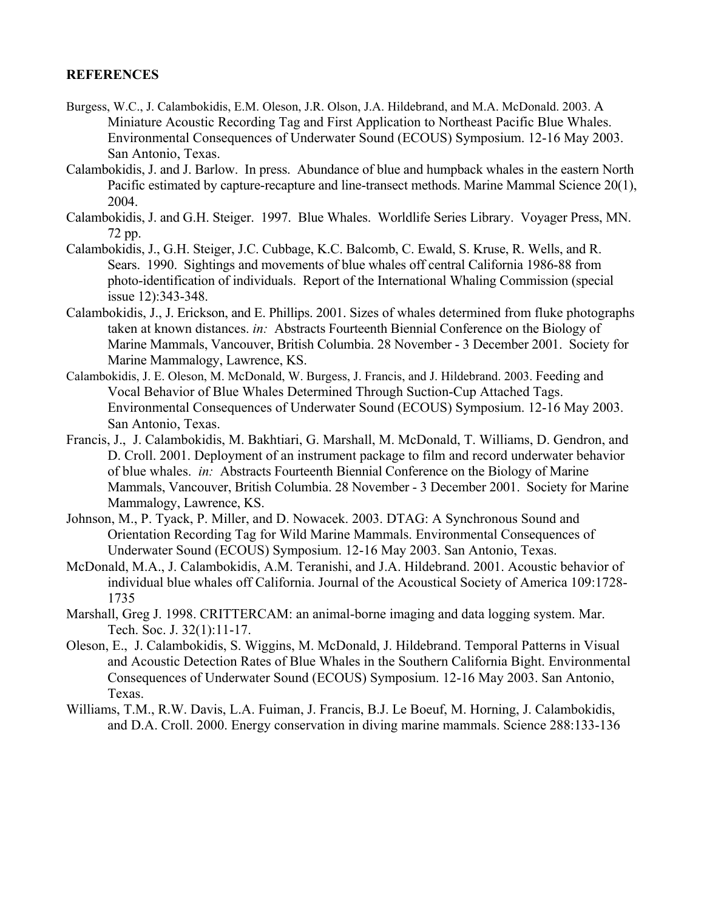**REFERENCES**

Burgess, W.C., J. Calambokidis, E.M. Oleson, J.R. Olson, J.A. Hildebrand, and M.A. McDonald. 2003. A Miniature Acoustic Recording Tag and First Application to Northeast Pacific Blue Whales. Environmental Consequences of Underwater Sound (ECOUS) Symposium. 12-16 May 2003. San Antonio, Texas.

Calambokidis, J. and J. Barlow. In press. Abundance of blue and humpback whales in the eastern North Pacific estimated by capture-recapture and line-transect methods. Marine Mammal Science 20(1), 2004.

Calambokidis, J. and G.H. Steiger. 1997. Blue Whales. Worldlife Series Library. Voyager Press, MN. 72 pp.

Calambokidis, J., G.H. Steiger, J.C. Cubbage, K.C. Balcomb, C. Ewald, S. Kruse, R. Wells, and R. Sears. 1990. Sightings and movements of blue whales off central California 1986-88 from photo-identification of individuals. Report of the International Whaling Commission (special issue 12):343-348.

Calambokidis, J., J. Erickson, and E. Phillips. 2001. Sizes of whales determined from fluke photographs taken at known distances. *in:* Abstracts Fourteenth Biennial Conference on the Biology of Marine Mammals, Vancouver, British Columbia. 28 November - 3 December 2001. Society for Marine Mammalogy, Lawrence, KS.

Calambokidis, J. E. Oleson, M. McDonald, W. Burgess, J. Francis, and J. Hildebrand. 2003. Feeding and Vocal Behavior of Blue Whales Determined Through Suction-Cup Attached Tags. Environmental Consequences of Underwater Sound (ECOUS) Symposium. 12-16 May 2003. San Antonio, Texas.

Francis, J., J. Calambokidis, M. Bakhtiari, G. Marshall, M. McDonald, T. Williams, D. Gendron, and D. Croll. 2001. Deployment of an instrument package to film and record underwater behavior of blue whales. *in:* Abstracts Fourteenth Biennial Conference on the Biology of Marine Mammals, Vancouver, British Columbia. 28 November - 3 December 2001. Society for Marine Mammalogy, Lawrence, KS.

Johnson, M., P. Tyack, P. Miller, and D. Nowacek. 2003. DTAG: A Synchronous Sound and Orientation Recording Tag for Wild Marine Mammals. Environmental Consequences of Underwater Sound (ECOUS) Symposium. 12-16 May 2003. San Antonio, Texas.

McDonald, M.A., J. Calambokidis, A.M. Teranishi, and J.A. Hildebrand. 2001. Acoustic behavior of individual blue whales off California. Journal of the Acoustical Society of America 109:1728-1735

Marshall, Greg J. 1998. CRITTERCAM: an animal-borne imaging and data logging system. Mar. Tech. Soc. J. 32(1):11-17.

Oleson, E., J. Calambokidis, S. Wiggins, M. McDonald, J. Hildebrand. Temporal Patterns in Visual and Acoustic Detection Rates of Blue Whales in the Southern California Bight. Environmental Consequences of Underwater Sound (ECOUS) Symposium. 12-16 May 2003. San Antonio, Texas.

Williams, T.M., R.W. Davis, L.A. Fuiman, J. Francis, B.J. Le Boeuf, M. Horning, J. Calambokidis, and D.A. Croll. 2000. Energy conservation in diving marine mammals. Science 288:133-136